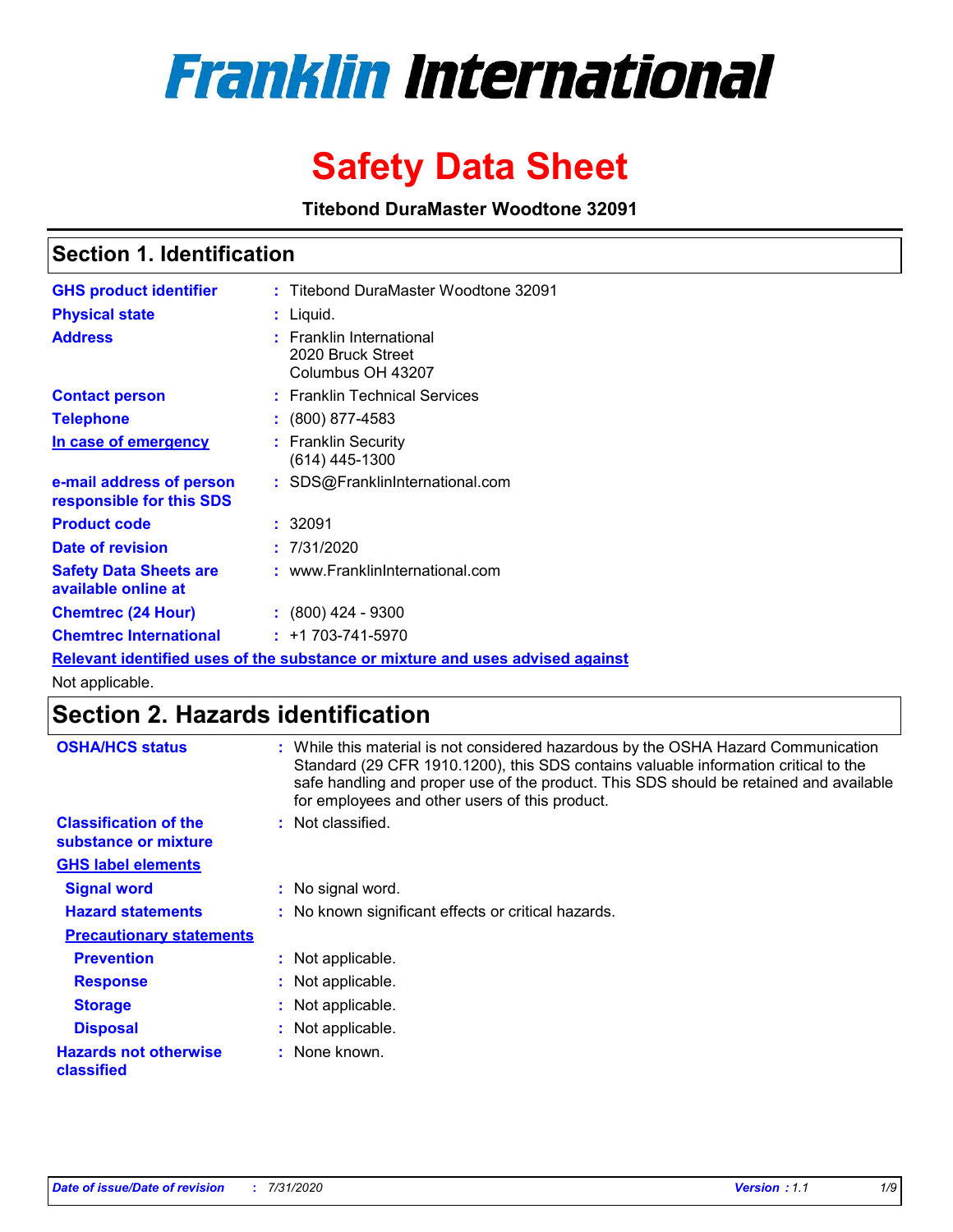# Franklin International

# Safety Data Sheet

**Titebond DuraMaster Woodtone 32091**

## Section 1. Identification

| | |
|---|---|
| **GHS product identifier** | : Titebond DuraMaster Woodtone 32091 |
| **Physical state** | : Liquid. |
| **Address** | : Franklin International<br>2020 Bruck Street<br>Columbus OH 43207 |
| **Contact person** | : Franklin Technical Services |
| **Telephone** | : (800) 877-4583 |
| **In case of emergency** | : Franklin Security<br>(614) 445-1300 |
| **e-mail address of person responsible for this SDS** | : SDS@FranklinInternational.com |
| **Product code** | : 32091 |
| **Date of revision** | : 7/31/2020 |
| **Safety Data Sheets are available online at** | : www.FranklinInternational.com |
| **Chemtrec (24 Hour)** | : (800) 424 - 9300 |
| **Chemtrec International** | : +1 703-741-5970 |

**Relevant identified uses of the substance or mixture and uses advised against**

Not applicable.

## Section 2. Hazards identification

| | |
|---|---|
| **OSHA/HCS status** | : While this material is not considered hazardous by the OSHA Hazard Communication Standard (29 CFR 1910.1200), this SDS contains valuable information critical to the safe handling and proper use of the product. This SDS should be retained and available for employees and other users of this product. |
| **Classification of the substance or mixture** | : Not classified. |

**GHS label elements**

| | |
|---|---|
| **Signal word** | : No signal word. |
| **Hazard statements** | : No known significant effects or critical hazards. |

**Precautionary statements**

| | |
|---|---|
| **Prevention** | : Not applicable. |
| **Response** | : Not applicable. |
| **Storage** | : Not applicable. |
| **Disposal** | : Not applicable. |
| **Hazards not otherwise classified** | : None known. |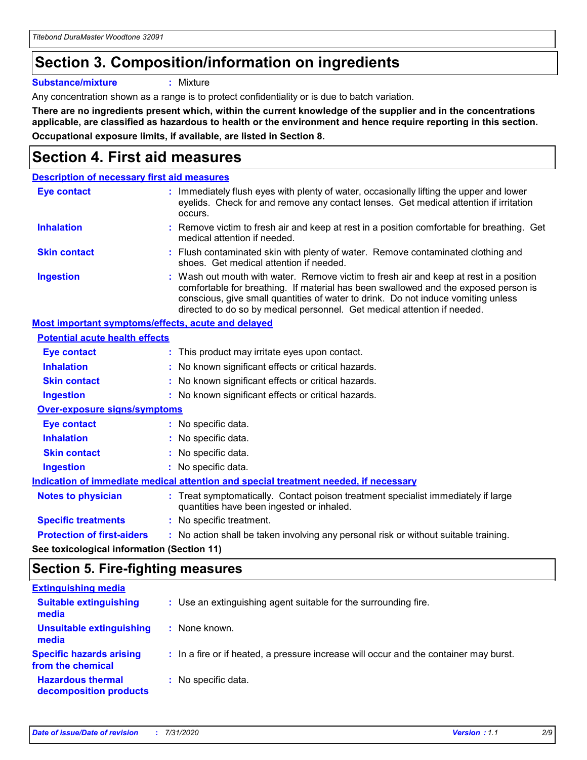## Section 3. Composition/information on ingredients

**Substance/mixture** : Mixture

Any concentration shown as a range is to protect confidentiality or is due to batch variation.

**There are no ingredients present which, within the current knowledge of the supplier and in the concentrations applicable, are classified as hazardous to health or the environment and hence require reporting in this section.**

**Occupational exposure limits, if available, are listed in Section 8.**

## Section 4. First aid measures

### Description of necessary first aid measures

**Eye contact** : Immediately flush eyes with plenty of water, occasionally lifting the upper and lower eyelids. Check for and remove any contact lenses. Get medical attention if irritation occurs.

**Inhalation** : Remove victim to fresh air and keep at rest in a position comfortable for breathing. Get medical attention if needed.

**Skin contact** : Flush contaminated skin with plenty of water. Remove contaminated clothing and shoes. Get medical attention if needed.

**Ingestion** : Wash out mouth with water. Remove victim to fresh air and keep at rest in a position comfortable for breathing. If material has been swallowed and the exposed person is conscious, give small quantities of water to drink. Do not induce vomiting unless directed to do so by medical personnel. Get medical attention if needed.

### Most important symptoms/effects, acute and delayed

#### Potential acute health effects

**Eye contact** : This product may irritate eyes upon contact.

**Inhalation** : No known significant effects or critical hazards.

**Skin contact** : No known significant effects or critical hazards.

**Ingestion** : No known significant effects or critical hazards.

#### Over-exposure signs/symptoms

**Eye contact** : No specific data.

**Inhalation** : No specific data.

**Skin contact** : No specific data.

**Ingestion** : No specific data.

### Indication of immediate medical attention and special treatment needed, if necessary

**Notes to physician** : Treat symptomatically. Contact poison treatment specialist immediately if large quantities have been ingested or inhaled.

**Specific treatments** : No specific treatment.

**Protection of first-aiders** : No action shall be taken involving any personal risk or without suitable training.

**See toxicological information (Section 11)**

## Section 5. Fire-fighting measures

### Extinguishing media

**Suitable extinguishing media** : Use an extinguishing agent suitable for the surrounding fire.

**Unsuitable extinguishing media** : None known.

**Specific hazards arising from the chemical** : In a fire or if heated, a pressure increase will occur and the container may burst.

**Hazardous thermal decomposition products** : No specific data.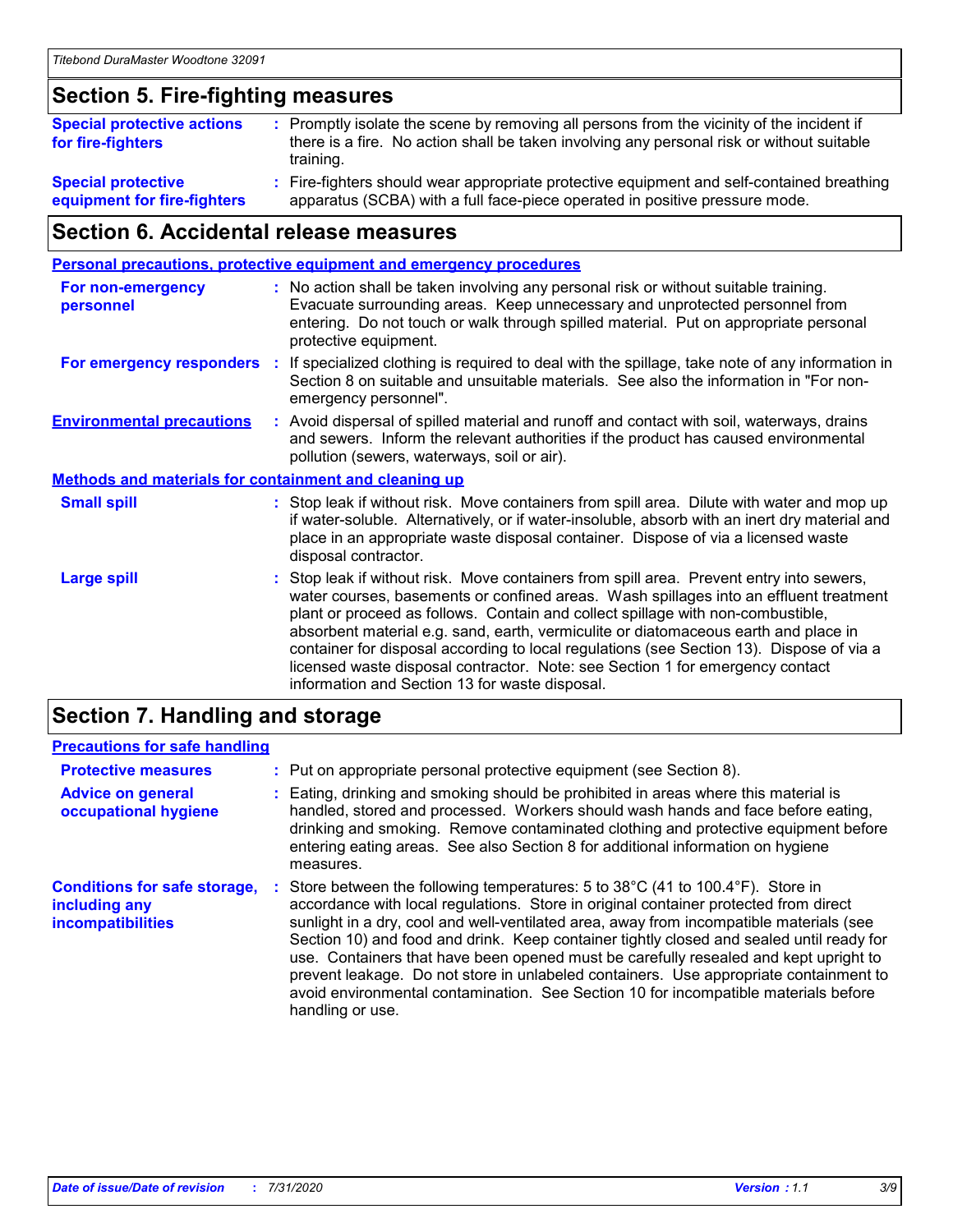## Section 5. Fire-fighting measures

**Special protective actions for fire-fighters** : Promptly isolate the scene by removing all persons from the vicinity of the incident if there is a fire. No action shall be taken involving any personal risk or without suitable training.

**Special protective equipment for fire-fighters** : Fire-fighters should wear appropriate protective equipment and self-contained breathing apparatus (SCBA) with a full face-piece operated in positive pressure mode.

## Section 6. Accidental release measures

### Personal precautions, protective equipment and emergency procedures

**For non-emergency personnel** : No action shall be taken involving any personal risk or without suitable training. Evacuate surrounding areas. Keep unnecessary and unprotected personnel from entering. Do not touch or walk through spilled material. Put on appropriate personal protective equipment.

**For emergency responders** : If specialized clothing is required to deal with the spillage, take note of any information in Section 8 on suitable and unsuitable materials. See also the information in "For non-emergency personnel".

**Environmental precautions** : Avoid dispersal of spilled material and runoff and contact with soil, waterways, drains and sewers. Inform the relevant authorities if the product has caused environmental pollution (sewers, waterways, soil or air).

### Methods and materials for containment and cleaning up

**Small spill** : Stop leak if without risk. Move containers from spill area. Dilute with water and mop up if water-soluble. Alternatively, or if water-insoluble, absorb with an inert dry material and place in an appropriate waste disposal container. Dispose of via a licensed waste disposal contractor.

**Large spill** : Stop leak if without risk. Move containers from spill area. Prevent entry into sewers, water courses, basements or confined areas. Wash spillages into an effluent treatment plant or proceed as follows. Contain and collect spillage with non-combustible, absorbent material e.g. sand, earth, vermiculite or diatomaceous earth and place in container for disposal according to local regulations (see Section 13). Dispose of via a licensed waste disposal contractor. Note: see Section 1 for emergency contact information and Section 13 for waste disposal.

## Section 7. Handling and storage

### Precautions for safe handling

**Protective measures** : Put on appropriate personal protective equipment (see Section 8).

**Advice on general occupational hygiene** : Eating, drinking and smoking should be prohibited in areas where this material is handled, stored and processed. Workers should wash hands and face before eating, drinking and smoking. Remove contaminated clothing and protective equipment before entering eating areas. See also Section 8 for additional information on hygiene measures.

**Conditions for safe storage, including any incompatibilities** : Store between the following temperatures: 5 to 38°C (41 to 100.4°F). Store in accordance with local regulations. Store in original container protected from direct sunlight in a dry, cool and well-ventilated area, away from incompatible materials (see Section 10) and food and drink. Keep container tightly closed and sealed until ready for use. Containers that have been opened must be carefully resealed and kept upright to prevent leakage. Do not store in unlabeled containers. Use appropriate containment to avoid environmental contamination. See Section 10 for incompatible materials before handling or use.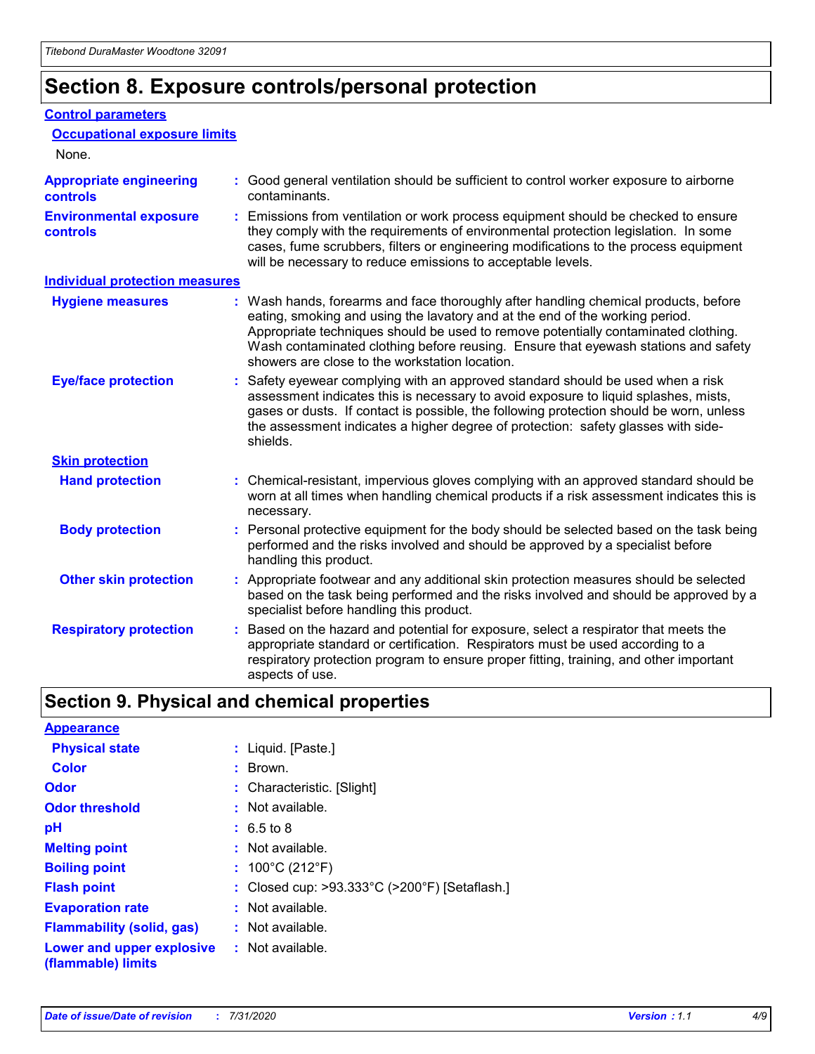# Section 8. Exposure controls/personal protection

### Control parameters

#### Occupational exposure limits

None.

**Appropriate engineering controls** : Good general ventilation should be sufficient to control worker exposure to airborne contaminants.

**Environmental exposure controls** : Emissions from ventilation or work process equipment should be checked to ensure they comply with the requirements of environmental protection legislation. In some cases, fume scrubbers, filters or engineering modifications to the process equipment will be necessary to reduce emissions to acceptable levels.

### Individual protection measures

**Hygiene measures** : Wash hands, forearms and face thoroughly after handling chemical products, before eating, smoking and using the lavatory and at the end of the working period. Appropriate techniques should be used to remove potentially contaminated clothing. Wash contaminated clothing before reusing. Ensure that eyewash stations and safety showers are close to the workstation location.

**Eye/face protection** : Safety eyewear complying with an approved standard should be used when a risk assessment indicates this is necessary to avoid exposure to liquid splashes, mists, gases or dusts. If contact is possible, the following protection should be worn, unless the assessment indicates a higher degree of protection: safety glasses with side-shields.

#### Skin protection

**Hand protection** : Chemical-resistant, impervious gloves complying with an approved standard should be worn at all times when handling chemical products if a risk assessment indicates this is necessary.

**Body protection** : Personal protective equipment for the body should be selected based on the task being performed and the risks involved and should be approved by a specialist before handling this product.

**Other skin protection** : Appropriate footwear and any additional skin protection measures should be selected based on the task being performed and the risks involved and should be approved by a specialist before handling this product.

**Respiratory protection** : Based on the hazard and potential for exposure, select a respirator that meets the appropriate standard or certification. Respirators must be used according to a respiratory protection program to ensure proper fitting, training, and other important aspects of use.

# Section 9. Physical and chemical properties

### Appearance

**Physical state** : Liquid. [Paste.]

**Color** : Brown.

**Odor** : Characteristic. [Slight]

**Odor threshold** : Not available.

**pH** : 6.5 to 8

**Melting point** : Not available.

**Boiling point** : 100°C (212°F)

**Flash point** : Closed cup: >93.333°C (>200°F) [Setaflash.]

**Evaporation rate** : Not available.

**Flammability (solid, gas)** : Not available.

**Lower and upper explosive (flammable) limits** : Not available.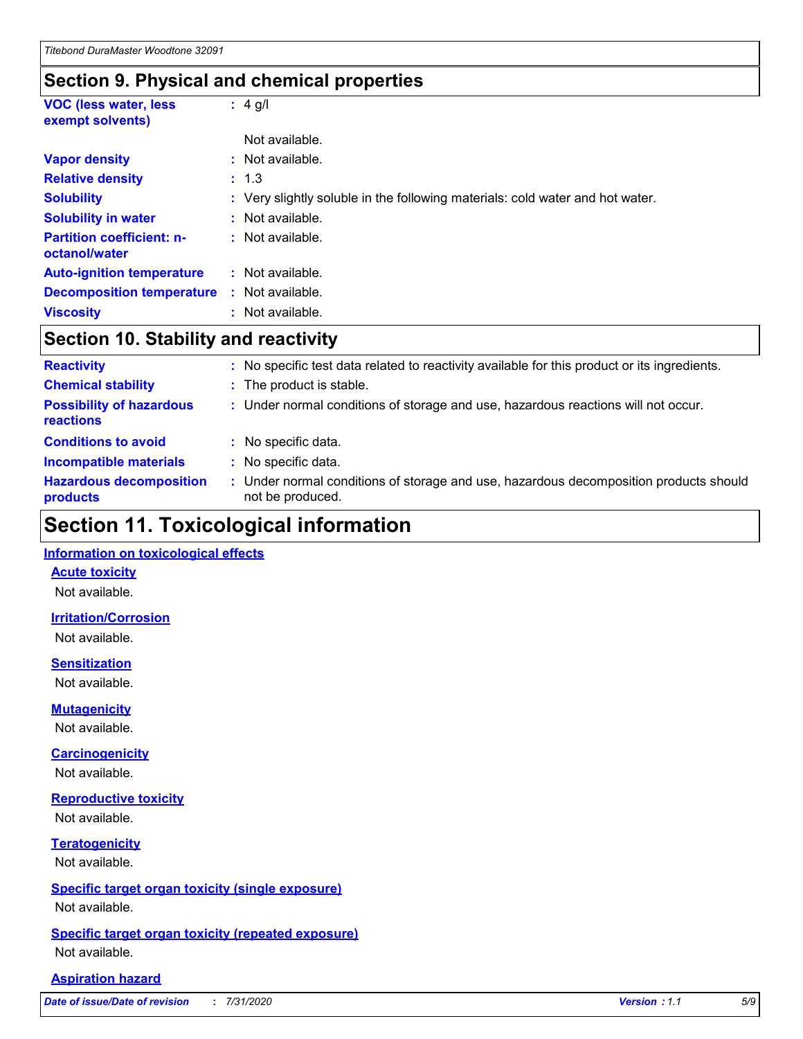## Section 9. Physical and chemical properties

| | | |
|---|---|---|
| **VOC (less water, less exempt solvents)** | : | 4 g/l |
| | | Not available. |
| **Vapor density** | : | Not available. |
| **Relative density** | : | 1.3 |
| **Solubility** | : | Very slightly soluble in the following materials: cold water and hot water. |
| **Solubility in water** | : | Not available. |
| **Partition coefficient: n-octanol/water** | : | Not available. |
| **Auto-ignition temperature** | : | Not available. |
| **Decomposition temperature** | : | Not available. |
| **Viscosity** | : | Not available. |

## Section 10. Stability and reactivity

| | | |
|---|---|---|
| **Reactivity** | : | No specific test data related to reactivity available for this product or its ingredients. |
| **Chemical stability** | : | The product is stable. |
| **Possibility of hazardous reactions** | : | Under normal conditions of storage and use, hazardous reactions will not occur. |
| **Conditions to avoid** | : | No specific data. |
| **Incompatible materials** | : | No specific data. |
| **Hazardous decomposition products** | : | Under normal conditions of storage and use, hazardous decomposition products should not be produced. |

## Section 11. Toxicological information

### Information on toxicological effects

#### Acute toxicity

Not available.

#### Irritation/Corrosion

Not available.

#### Sensitization

Not available.

#### Mutagenicity

Not available.

#### Carcinogenicity

Not available.

#### Reproductive toxicity

Not available.

#### Teratogenicity

Not available.

#### Specific target organ toxicity (single exposure)

Not available.

#### Specific target organ toxicity (repeated exposure)

Not available.

#### Aspiration hazard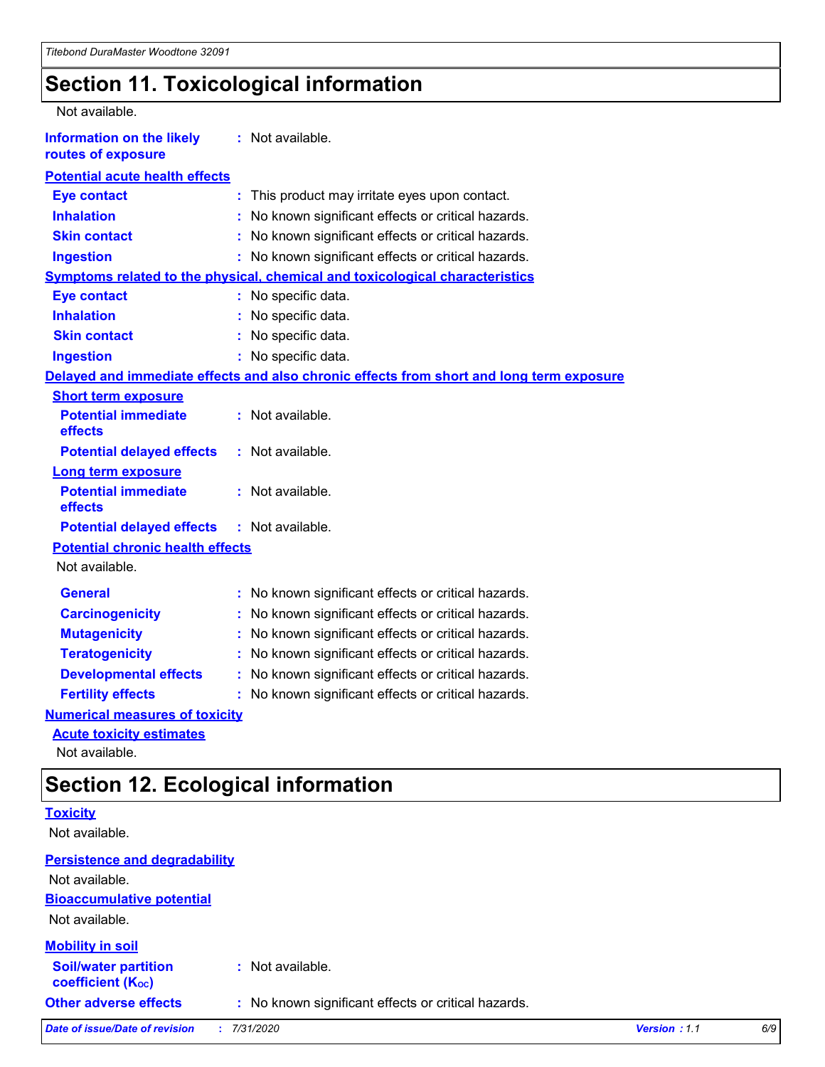# Section 11. Toxicological information

Not available.

**Information on the likely routes of exposure** : Not available.

**Potential acute health effects**

| | |
|---|---|
| **Eye contact** | : This product may irritate eyes upon contact. |
| **Inhalation** | : No known significant effects or critical hazards. |
| **Skin contact** | : No known significant effects or critical hazards. |
| **Ingestion** | : No known significant effects or critical hazards. |

**Symptoms related to the physical, chemical and toxicological characteristics**

| | |
|---|---|
| **Eye contact** | : No specific data. |
| **Inhalation** | : No specific data. |
| **Skin contact** | : No specific data. |
| **Ingestion** | : No specific data. |

**Delayed and immediate effects and also chronic effects from short and long term exposure**

**Short term exposure**

| | |
|---|---|
| **Potential immediate effects** | : Not available. |
| **Potential delayed effects** | : Not available. |

**Long term exposure**

| | |
|---|---|
| **Potential immediate effects** | : Not available. |
| **Potential delayed effects** | : Not available. |

**Potential chronic health effects**

Not available.

| | |
|---|---|
| **General** | : No known significant effects or critical hazards. |
| **Carcinogenicity** | : No known significant effects or critical hazards. |
| **Mutagenicity** | : No known significant effects or critical hazards. |
| **Teratogenicity** | : No known significant effects or critical hazards. |
| **Developmental effects** | : No known significant effects or critical hazards. |
| **Fertility effects** | : No known significant effects or critical hazards. |

**Numerical measures of toxicity**

**Acute toxicity estimates**

Not available.

# Section 12. Ecological information

**Toxicity**

Not available.

**Persistence and degradability**

Not available.

**Bioaccumulative potential**

Not available.

**Mobility in soil**

| | |
|---|---|
| **Soil/water partition coefficient ($K_{OC}$)** | : Not available. |
| **Other adverse effects** | : No known significant effects or critical hazards. |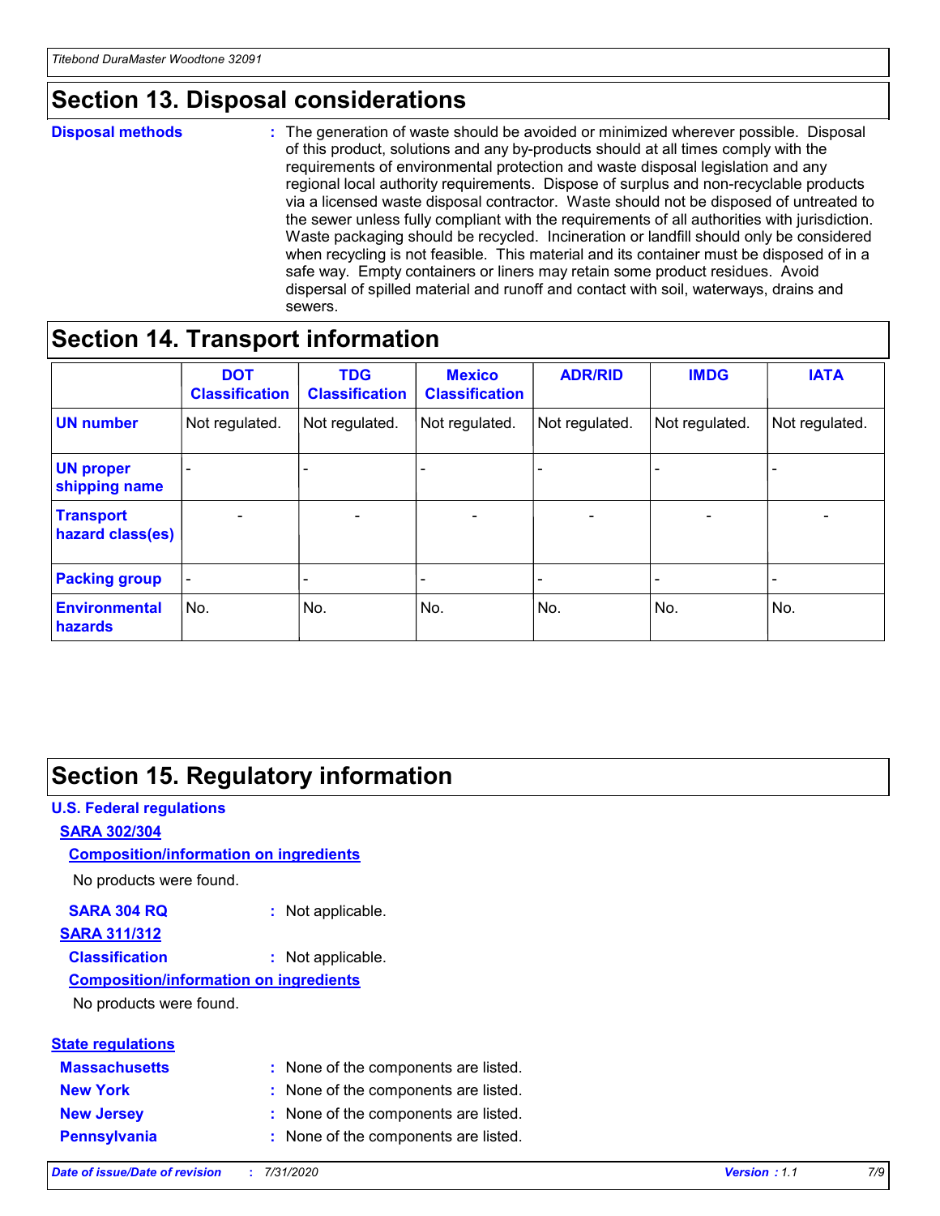## Section 13. Disposal considerations

**Disposal methods** : The generation of waste should be avoided or minimized wherever possible. Disposal of this product, solutions and any by-products should at all times comply with the requirements of environmental protection and waste disposal legislation and any regional local authority requirements. Dispose of surplus and non-recyclable products via a licensed waste disposal contractor. Waste should not be disposed of untreated to the sewer unless fully compliant with the requirements of all authorities with jurisdiction. Waste packaging should be recycled. Incineration or landfill should only be considered when recycling is not feasible. This material and its container must be disposed of in a safe way. Empty containers or liners may retain some product residues. Avoid dispersal of spilled material and runoff and contact with soil, waterways, drains and sewers.

## Section 14. Transport information

| | DOT Classification | TDG Classification | Mexico Classification | ADR/RID | IMDG | IATA |
|---|---|---|---|---|---|---|
| **UN number** | Not regulated. | Not regulated. | Not regulated. | Not regulated. | Not regulated. | Not regulated. |
| **UN proper shipping name** | - | - | - | - | - | - |
| **Transport hazard class(es)** | - | - | - | - | - | - |
| **Packing group** | - | - | - | - | - | - |
| **Environmental hazards** | No. | No. | No. | No. | No. | No. |

## Section 15. Regulatory information

**U.S. Federal regulations**

**SARA 302/304**

**Composition/information on ingredients**

No products were found.

**SARA 304 RQ** : Not applicable.

**SARA 311/312**

**Classification** : Not applicable.

**Composition/information on ingredients**

No products were found.

**State regulations**

**Massachusetts** : None of the components are listed.

**New York** : None of the components are listed.

**New Jersey** : None of the components are listed.

**Pennsylvania** : None of the components are listed.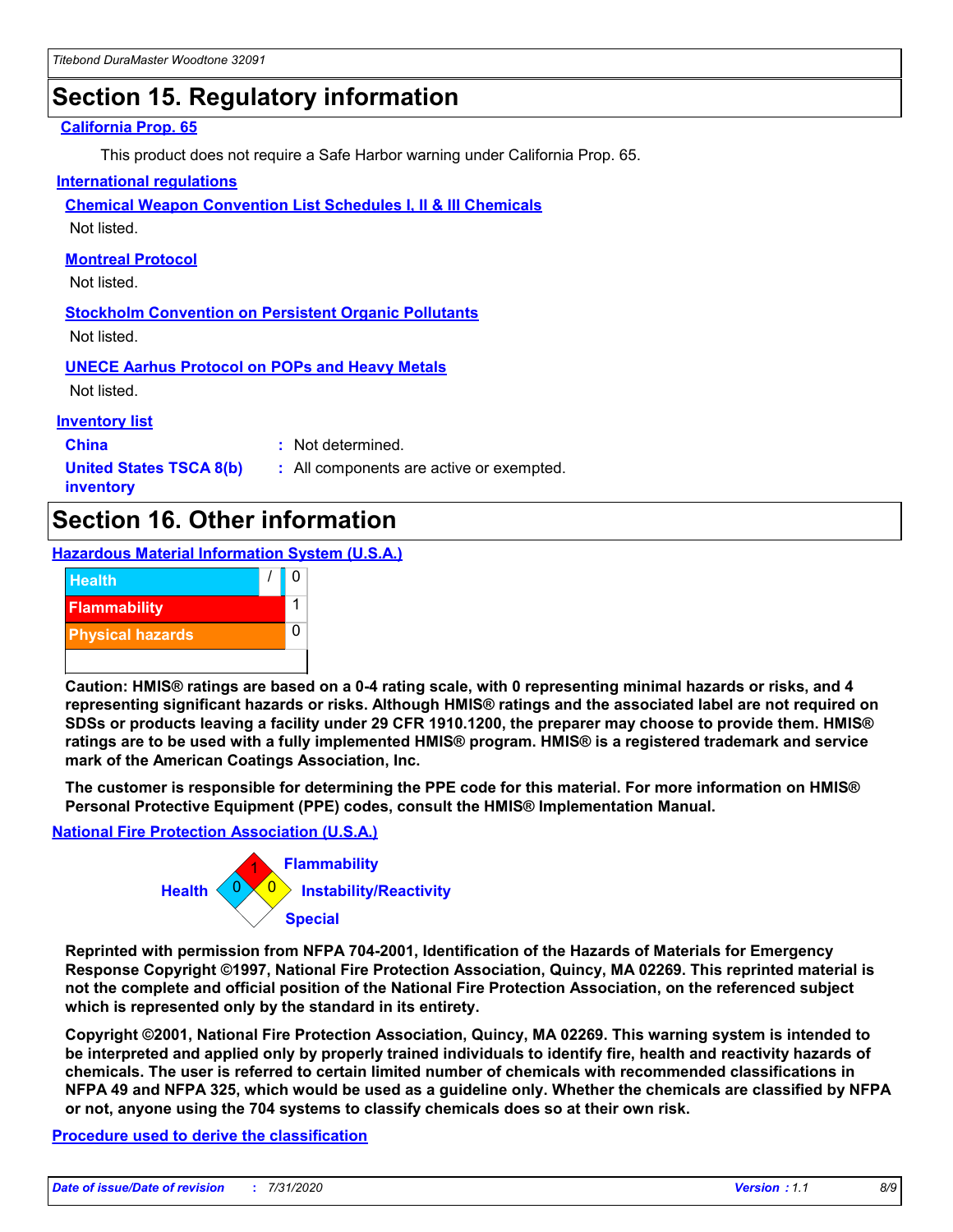## Section 15. Regulatory information

### California Prop. 65

This product does not require a Safe Harbor warning under California Prop. 65.

### International regulations

**Chemical Weapon Convention List Schedules I, II & III Chemicals**

Not listed.

**Montreal Protocol**

Not listed.

**Stockholm Convention on Persistent Organic Pollutants**

Not listed.

**UNECE Aarhus Protocol on POPs and Heavy Metals**

Not listed.

### Inventory list

| | |
|---|---|
| **China** | : Not determined. |
| **United States TSCA 8(b) inventory** | : All components are active or exempted. |

## Section 16. Other information

### Hazardous Material Information System (U.S.A.)

| | | |
|---|---|---|
| Health | / | 0 |
| Flammability | | 1 |
| Physical hazards | | 0 |

**Caution: HMIS® ratings are based on a 0-4 rating scale, with 0 representing minimal hazards or risks, and 4 representing significant hazards or risks. Although HMIS® ratings and the associated label are not required on SDSs or products leaving a facility under 29 CFR 1910.1200, the preparer may choose to provide them. HMIS® ratings are to be used with a fully implemented HMIS® program. HMIS® is a registered trademark and service mark of the American Coatings Association, Inc.**

**The customer is responsible for determining the PPE code for this material. For more information on HMIS® Personal Protective Equipment (PPE) codes, consult the HMIS® Implementation Manual.**

### National Fire Protection Association (U.S.A.)

| | |
|---|---|
| Health | 0 |
| Flammability | 1 |
| Instability/Reactivity | 0 |
| Special | |

**Reprinted with permission from NFPA 704-2001, Identification of the Hazards of Materials for Emergency Response Copyright ©1997, National Fire Protection Association, Quincy, MA 02269. This reprinted material is not the complete and official position of the National Fire Protection Association, on the referenced subject which is represented only by the standard in its entirety.**

**Copyright ©2001, National Fire Protection Association, Quincy, MA 02269. This warning system is intended to be interpreted and applied only by properly trained individuals to identify fire, health and reactivity hazards of chemicals. The user is referred to certain limited number of chemicals with recommended classifications in NFPA 49 and NFPA 325, which would be used as a guideline only. Whether the chemicals are classified by NFPA or not, anyone using the 704 systems to classify chemicals does so at their own risk.**

### Procedure used to derive the classification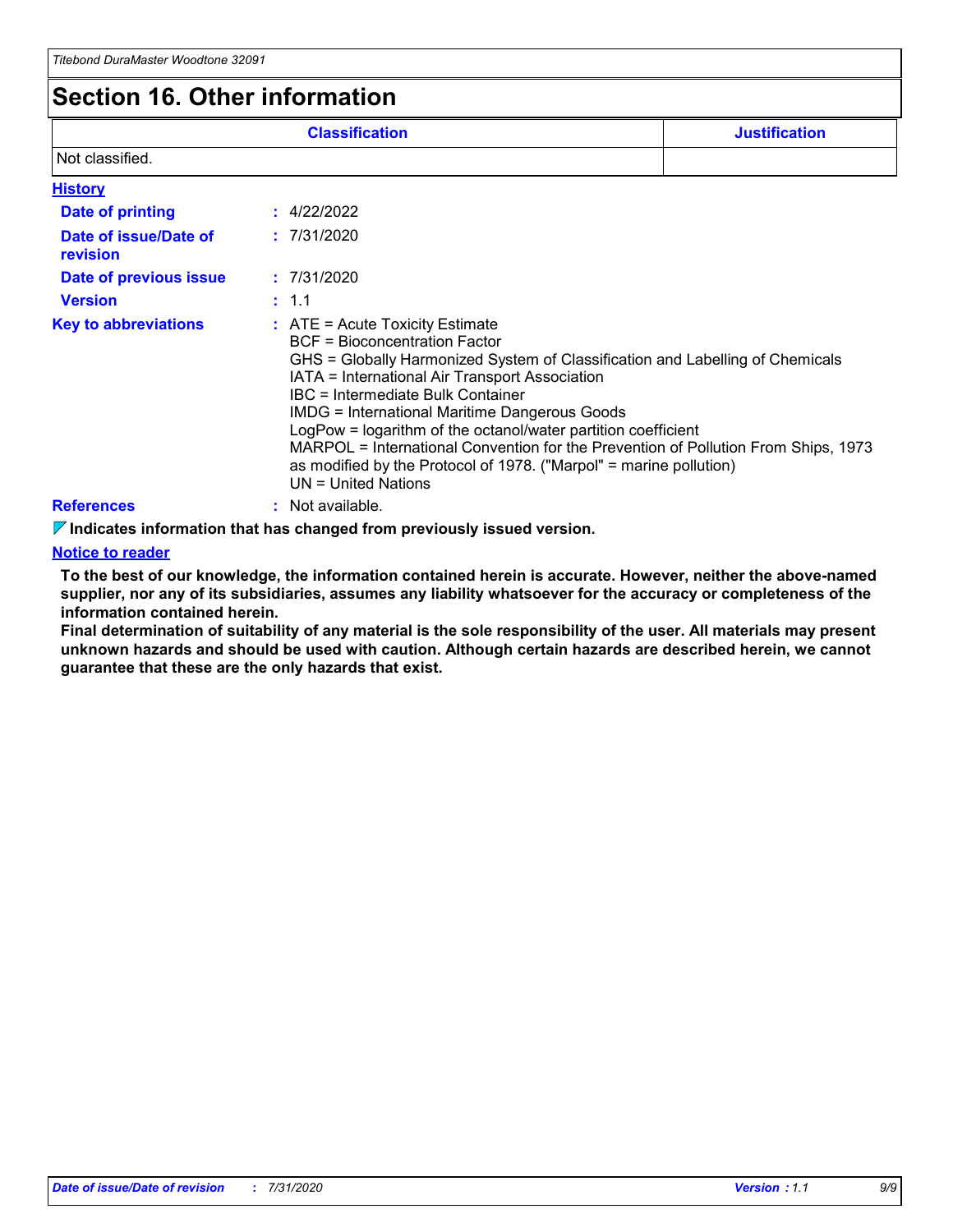# Section 16. Other information

| Classification | Justification |
| --- | --- |
| Not classified. | |

**History**

**Date of printing** : 4/22/2022

**Date of issue/Date of revision** : 7/31/2020

**Date of previous issue** : 7/31/2020

**Version** : 1.1

**Key to abbreviations** : ATE = Acute Toxicity Estimate
BCF = Bioconcentration Factor
GHS = Globally Harmonized System of Classification and Labelling of Chemicals
IATA = International Air Transport Association
IBC = Intermediate Bulk Container
IMDG = International Maritime Dangerous Goods
LogPow = logarithm of the octanol/water partition coefficient
MARPOL = International Convention for the Prevention of Pollution From Ships, 1973 as modified by the Protocol of 1978. ("Marpol" = marine pollution)
UN = United Nations

**References** : Not available.

**Indicates information that has changed from previously issued version.**

**Notice to reader**

**To the best of our knowledge, the information contained herein is accurate. However, neither the above-named supplier, nor any of its subsidiaries, assumes any liability whatsoever for the accuracy or completeness of the information contained herein.**

**Final determination of suitability of any material is the sole responsibility of the user. All materials may present unknown hazards and should be used with caution. Although certain hazards are described herein, we cannot guarantee that these are the only hazards that exist.**